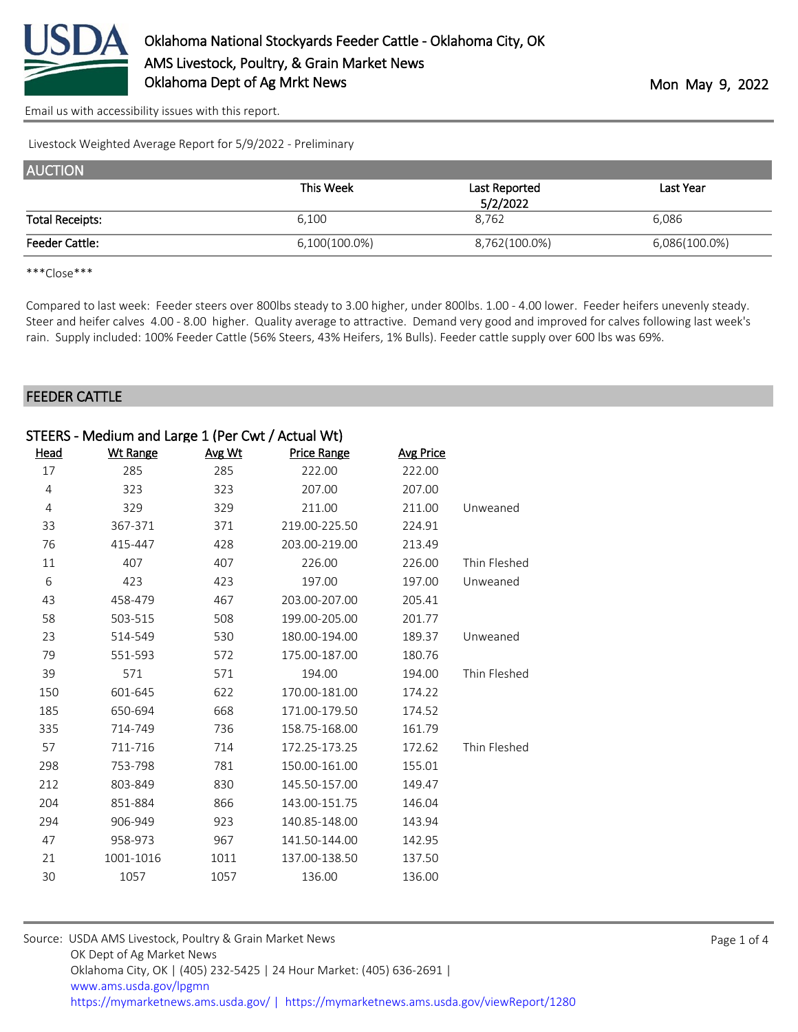# Oklahoma National Stockyards Feeder Cattle - Oklahoma City, OK

AMS Livestock, Poultry, & Grain Market News
Oklahoma Dept of Ag Mrkt News

Mon May 9, 2022

Email us with accessibility issues with this report.

Livestock Weighted Average Report for 5/9/2022 - Preliminary

## AUCTION

| | This Week | Last Reported 5/2/2022 | Last Year |
|---|---|---|---|
| Total Receipts: | 6,100 | 8,762 | 6,086 |
| Feeder Cattle: | 6,100(100.0%) | 8,762(100.0%) | 6,086(100.0%) |

***Close***

Compared to last week: Feeder steers over 800lbs steady to 3.00 higher, under 800lbs. 1.00 - 4.00 lower. Feeder heifers unevenly steady. Steer and heifer calves 4.00 - 8.00 higher. Quality average to attractive. Demand very good and improved for calves following last week's rain. Supply included: 100% Feeder Cattle (56% Steers, 43% Heifers, 1% Bulls). Feeder cattle supply over 600 lbs was 69%.

## FEEDER CATTLE

### STEERS - Medium and Large 1 (Per Cwt / Actual Wt)

| Head | Wt Range | Avg Wt | Price Range | Avg Price | |
|---|---|---|---|---|---|
| 17 | 285 | 285 | 222.00 | 222.00 | |
| 4 | 323 | 323 | 207.00 | 207.00 | |
| 4 | 329 | 329 | 211.00 | 211.00 | Unweaned |
| 33 | 367-371 | 371 | 219.00-225.50 | 224.91 | |
| 76 | 415-447 | 428 | 203.00-219.00 | 213.49 | |
| 11 | 407 | 407 | 226.00 | 226.00 | Thin Fleshed |
| 6 | 423 | 423 | 197.00 | 197.00 | Unweaned |
| 43 | 458-479 | 467 | 203.00-207.00 | 205.41 | |
| 58 | 503-515 | 508 | 199.00-205.00 | 201.77 | |
| 23 | 514-549 | 530 | 180.00-194.00 | 189.37 | Unweaned |
| 79 | 551-593 | 572 | 175.00-187.00 | 180.76 | |
| 39 | 571 | 571 | 194.00 | 194.00 | Thin Fleshed |
| 150 | 601-645 | 622 | 170.00-181.00 | 174.22 | |
| 185 | 650-694 | 668 | 171.00-179.50 | 174.52 | |
| 335 | 714-749 | 736 | 158.75-168.00 | 161.79 | |
| 57 | 711-716 | 714 | 172.25-173.25 | 172.62 | Thin Fleshed |
| 298 | 753-798 | 781 | 150.00-161.00 | 155.01 | |
| 212 | 803-849 | 830 | 145.50-157.00 | 149.47 | |
| 204 | 851-884 | 866 | 143.00-151.75 | 146.04 | |
| 294 | 906-949 | 923 | 140.85-148.00 | 143.94 | |
| 47 | 958-973 | 967 | 141.50-144.00 | 142.95 | |
| 21 | 1001-1016 | 1011 | 137.00-138.50 | 137.50 | |
| 30 | 1057 | 1057 | 136.00 | 136.00 | |

Source: USDA AMS Livestock, Poultry & Grain Market News
OK Dept of Ag Market News
Oklahoma City, OK | (405) 232-5425 | 24 Hour Market: (405) 636-2691 |
www.ams.usda.gov/lpgmn
https://mymarketnews.ams.usda.gov/ | https://mymarketnews.ams.usda.gov/viewReport/1280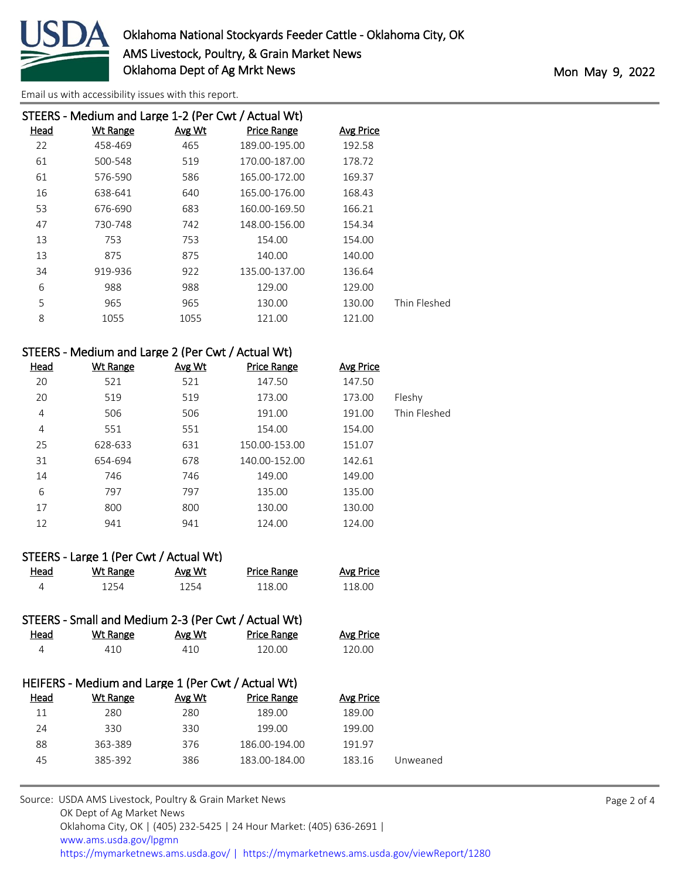[Email us with accessibility issues with this report.]

### STEERS - Medium and Large 1-2 (Per Cwt / Actual Wt)

| Head | Wt Range | Avg Wt | Price Range | Avg Price | |
|---|---|---|---|---|---|
| 22 | 458-469 | 465 | 189.00-195.00 | 192.58 | |
| 61 | 500-548 | 519 | 170.00-187.00 | 178.72 | |
| 61 | 576-590 | 586 | 165.00-172.00 | 169.37 | |
| 16 | 638-641 | 640 | 165.00-176.00 | 168.43 | |
| 53 | 676-690 | 683 | 160.00-169.50 | 166.21 | |
| 47 | 730-748 | 742 | 148.00-156.00 | 154.34 | |
| 13 | 753 | 753 | 154.00 | 154.00 | |
| 13 | 875 | 875 | 140.00 | 140.00 | |
| 34 | 919-936 | 922 | 135.00-137.00 | 136.64 | |
| 6 | 988 | 988 | 129.00 | 129.00 | |
| 5 | 965 | 965 | 130.00 | 130.00 | Thin Fleshed |
| 8 | 1055 | 1055 | 121.00 | 121.00 | |

### STEERS - Medium and Large 2 (Per Cwt / Actual Wt)

| Head | Wt Range | Avg Wt | Price Range | Avg Price | |
|---|---|---|---|---|---|
| 20 | 521 | 521 | 147.50 | 147.50 | |
| 20 | 519 | 519 | 173.00 | 173.00 | Fleshy |
| 4 | 506 | 506 | 191.00 | 191.00 | Thin Fleshed |
| 4 | 551 | 551 | 154.00 | 154.00 | |
| 25 | 628-633 | 631 | 150.00-153.00 | 151.07 | |
| 31 | 654-694 | 678 | 140.00-152.00 | 142.61 | |
| 14 | 746 | 746 | 149.00 | 149.00 | |
| 6 | 797 | 797 | 135.00 | 135.00 | |
| 17 | 800 | 800 | 130.00 | 130.00 | |
| 12 | 941 | 941 | 124.00 | 124.00 | |

### STEERS - Large 1 (Per Cwt / Actual Wt)

| Head | Wt Range | Avg Wt | Price Range | Avg Price |
|---|---|---|---|---|
| 4 | 1254 | 1254 | 118.00 | 118.00 |

### STEERS - Small and Medium 2-3 (Per Cwt / Actual Wt)

| Head | Wt Range | Avg Wt | Price Range | Avg Price |
|---|---|---|---|---|
| 4 | 410 | 410 | 120.00 | 120.00 |

### HEIFERS - Medium and Large 1 (Per Cwt / Actual Wt)

| Head | Wt Range | Avg Wt | Price Range | Avg Price | |
|---|---|---|---|---|---|
| 11 | 280 | 280 | 189.00 | 189.00 | |
| 24 | 330 | 330 | 199.00 | 199.00 | |
| 88 | 363-389 | 376 | 186.00-194.00 | 191.97 | |
| 45 | 385-392 | 386 | 183.00-184.00 | 183.16 | Unweaned |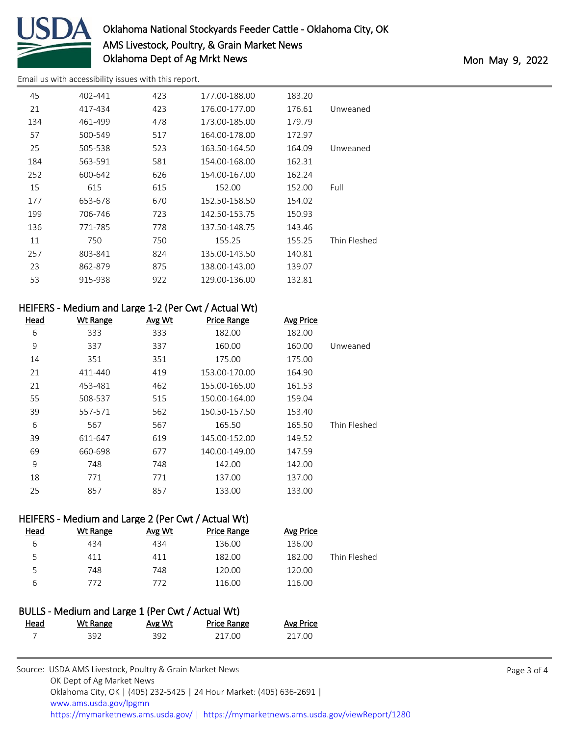Email us with accessibility issues with this report.

| Head | Wt Range | Avg Wt | Price Range | Avg Price | |
|---|---|---|---|---|---|
| 45 | 402-441 | 423 | 177.00-188.00 | 183.20 | |
| 21 | 417-434 | 423 | 176.00-177.00 | 176.61 | Unweaned |
| 134 | 461-499 | 478 | 173.00-185.00 | 179.79 | |
| 57 | 500-549 | 517 | 164.00-178.00 | 172.97 | |
| 25 | 505-538 | 523 | 163.50-164.50 | 164.09 | Unweaned |
| 184 | 563-591 | 581 | 154.00-168.00 | 162.31 | |
| 252 | 600-642 | 626 | 154.00-167.00 | 162.24 | |
| 15 | 615 | 615 | 152.00 | 152.00 | Full |
| 177 | 653-678 | 670 | 152.50-158.50 | 154.02 | |
| 199 | 706-746 | 723 | 142.50-153.75 | 150.93 | |
| 136 | 771-785 | 778 | 137.50-148.75 | 143.46 | |
| 11 | 750 | 750 | 155.25 | 155.25 | Thin Fleshed |
| 257 | 803-841 | 824 | 135.00-143.50 | 140.81 | |
| 23 | 862-879 | 875 | 138.00-143.00 | 139.07 | |
| 53 | 915-938 | 922 | 129.00-136.00 | 132.81 | |

## HEIFERS - Medium and Large 1-2 (Per Cwt / Actual Wt)

| Head | Wt Range | Avg Wt | Price Range | Avg Price | |
|---|---|---|---|---|---|
| 6 | 333 | 333 | 182.00 | 182.00 | |
| 9 | 337 | 337 | 160.00 | 160.00 | Unweaned |
| 14 | 351 | 351 | 175.00 | 175.00 | |
| 21 | 411-440 | 419 | 153.00-170.00 | 164.90 | |
| 21 | 453-481 | 462 | 155.00-165.00 | 161.53 | |
| 55 | 508-537 | 515 | 150.00-164.00 | 159.04 | |
| 39 | 557-571 | 562 | 150.50-157.50 | 153.40 | |
| 6 | 567 | 567 | 165.50 | 165.50 | Thin Fleshed |
| 39 | 611-647 | 619 | 145.00-152.00 | 149.52 | |
| 69 | 660-698 | 677 | 140.00-149.00 | 147.59 | |
| 9 | 748 | 748 | 142.00 | 142.00 | |
| 18 | 771 | 771 | 137.00 | 137.00 | |
| 25 | 857 | 857 | 133.00 | 133.00 | |

## HEIFERS - Medium and Large 2 (Per Cwt / Actual Wt)

| Head | Wt Range | Avg Wt | Price Range | Avg Price | |
|---|---|---|---|---|---|
| 6 | 434 | 434 | 136.00 | 136.00 | |
| 5 | 411 | 411 | 182.00 | 182.00 | Thin Fleshed |
| 5 | 748 | 748 | 120.00 | 120.00 | |
| 6 | 772 | 772 | 116.00 | 116.00 | |

## BULLS - Medium and Large 1 (Per Cwt / Actual Wt)

| Head | Wt Range | Avg Wt | Price Range | Avg Price |
|---|---|---|---|---|
| 7 | 392 | 392 | 217.00 | 217.00 |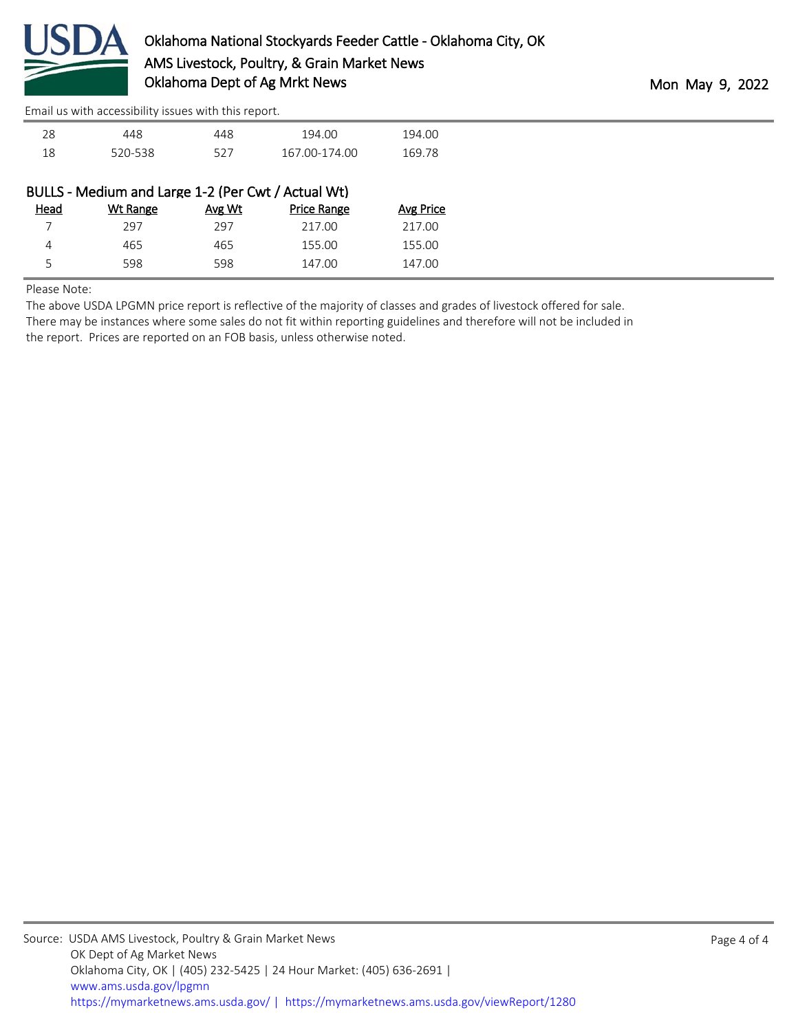Email us with accessibility issues with this report.

| | | | | |
|---|---|---|---|---|
| 28 | 448 | 448 | 194.00 | 194.00 |
| 18 | 520-538 | 527 | 167.00-174.00 | 169.78 |

## BULLS - Medium and Large 1-2 (Per Cwt / Actual Wt)

| Head | Wt Range | Avg Wt | Price Range | Avg Price |
|---|---|---|---|---|
| 7 | 297 | 297 | 217.00 | 217.00 |
| 4 | 465 | 465 | 155.00 | 155.00 |
| 5 | 598 | 598 | 147.00 | 147.00 |

Please Note:

The above USDA LPGMN price report is reflective of the majority of classes and grades of livestock offered for sale. There may be instances where some sales do not fit within reporting guidelines and therefore will not be included in the report. Prices are reported on an FOB basis, unless otherwise noted.

Source: USDA AMS Livestock, Poultry & Grain Market News
OK Dept of Ag Market News
Oklahoma City, OK | (405) 232-5425 | 24 Hour Market: (405) 636-2691 |
www.ams.usda.gov/lpgmn
https://mymarketnews.ams.usda.gov/ | https://mymarketnews.ams.usda.gov/viewReport/1280